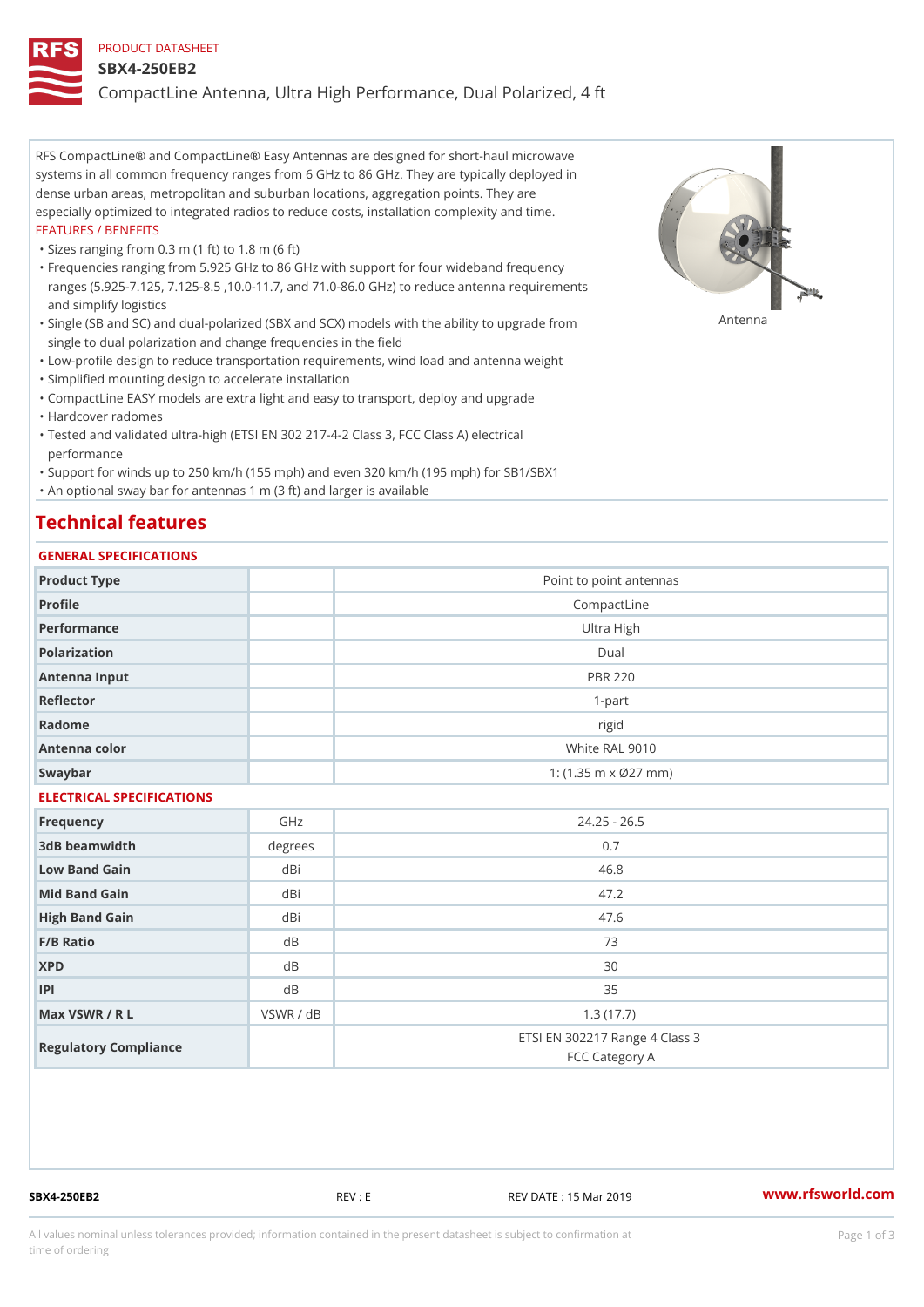PRODUCT DATASHEET

# SBX4-250EB2

CompactLine Antenna, Ultra High Performance, Dual Polarized, 4 ft

RFS CompactLine® and CompactLine® Easy Antennas are designed for short-haul microwave systems in all common frequency ranges from 6 GHz to 86 GHz. They are typically deployed in dense urban areas, metropolitan and suburban locations, aggregation points. They are especially optimized to integrated radios to reduce costs, installation complexity and time.

FEATURES / BENEFITS

- Sizes ranging from 0.3 m (1 ft) to 1.8 m (6 ft)
- Frequencies ranging from 5.925 GHz to 86 GHz with support for four wideband frequency ranges (5.925-7.125, 7.125-8.5 ,10.0-11.7, and 71.0-86.0 GHz) to reduce antenna requirements and simplify logistics
- Single (SB and SC) and dual-polarized (SBX and SCX) models with the ability to upgrade from single to dual polarization and change frequencies in the field
- Low-profile design to reduce transportation requirements, wind load and antenna weight
- Simplified mounting design to accelerate installation
- CompactLine EASY models are extra light and easy to transport, deploy and upgrade
- Hardcover radomes
- Tested and validated ultra-high (ETSI EN 302 217-4-2 Class 3, FCC Class A) electrical performance
- Support for winds up to 250 km/h (155 mph) and even 320 km/h (195 mph) for SB1/SBX1
- An optional sway bar for antennas 1 m (3 ft) and larger is available

Antenna

## Technical features

### GENERAL SPECIFICATIONS

| | | |
|---|---|---|
| Product Type | | Point to point antennas |
| Profile | | CompactLine |
| Performance | | Ultra High |
| Polarization | | Dual |
| Antenna Input | | PBR 220 |
| Reflector | | 1-part |
| Radome | | rigid |
| Antenna color | | White RAL 9010 |
| Swaybar | | 1: (1.35 m x Ø27 mm) |

### ELECTRICAL SPECIFICATIONS

| | | |
|---|---|---|
| Frequency | GHz | 24.25 - 26.5 |
| 3dB beamwidth | degrees | 0.7 |
| Low Band Gain | dBi | 46.8 |
| Mid Band Gain | dBi | 47.2 |
| High Band Gain | dBi | 47.6 |
| F/B Ratio | dB | 73 |
| XPD | dB | 30 |
| IPI | dB | 35 |
| Max VSWR / R L | VSWR / dB | 1.3 (17.7) |
| Regulatory Compliance | | ETSI EN 302217 Range 4 Class 3<br>FCC Category A |

SBX4-250EB2 REV : E REV DATE : 15 Mar 2019 www.rfsworld.com

All values nominal unless tolerances provided; information contained in the present datasheet is subject to confirmation at time of ordering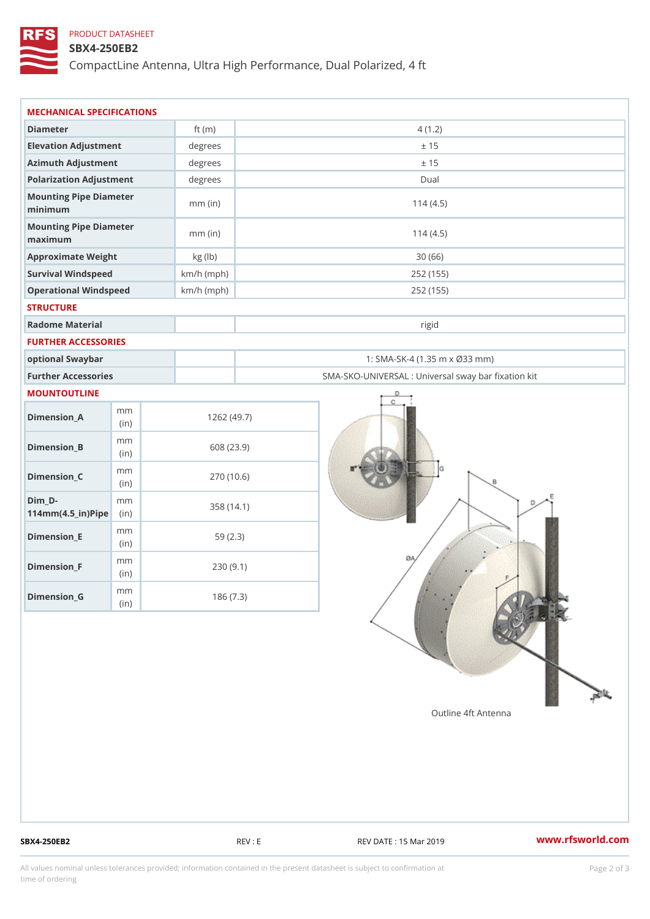PRODUCT DATASHEET

# SBX4-250EB2

CompactLine Antenna, Ultra High Performance, Dual Polarized, 4 ft

## MECHANICAL SPECIFICATIONS

| | | |
|---|---|---|
| Diameter | ft (m) | 4 (1.2) |
| Elevation Adjustment | degrees | ± 15 |
| Azimuth Adjustment | degrees | ± 15 |
| Polarization Adjustment | degrees | Dual |
| Mounting Pipe Diameter minimum | mm (in) | 114 (4.5) |
| Mounting Pipe Diameter maximum | mm (in) | 114 (4.5) |
| Approximate Weight | kg (lb) | 30 (66) |
| Survival Windspeed | km/h (mph) | 252 (155) |
| Operational Windspeed | km/h (mph) | 252 (155) |

## STRUCTURE

| | | |
|---|---|---|
| Radome Material | | rigid |

## FURTHER ACCESSORIES

| | | |
|---|---|---|
| optional Swaybar | | 1: SMA-SK-4 (1.35 m x Ø33 mm) |
| Further Accessories | | SMA-SKO-UNIVERSAL : Universal sway bar fixation kit |

## MOUNTOUTLINE

| | | |
|---|---|---|
| Dimension_A | mm (in) | 1262 (49.7) |
| Dimension_B | mm (in) | 608 (23.9) |
| Dimension_C | mm (in) | 270 (10.6) |
| Dim_D-114mm(4.5_in)Pipe | mm (in) | 358 (14.1) |
| Dimension_E | mm (in) | 59 (2.3) |
| Dimension_F | mm (in) | 230 (9.1) |
| Dimension_G | mm (in) | 186 (7.3) |

Outline 4ft Antenna

SBX4-250EB2 REV : E REV DATE : 15 Mar 2019 www.rfsworld.com

All values nominal unless tolerances provided; information contained in the present datasheet is subject to confirmation at time of ordering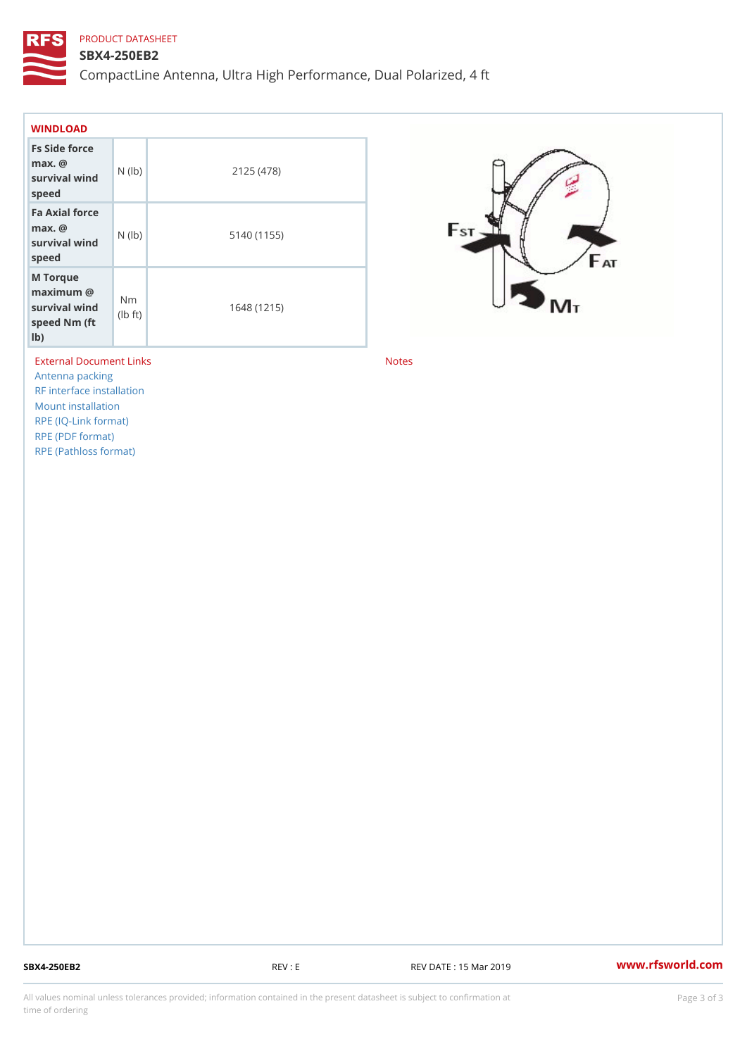PRODUCT DATASHEET

SBX4-250EB2

CompactLine Antenna, Ultra High Performance, Dual Polarized, 4 ft

## WINDLOAD

| | | |
|---|---|---|
| Fs Side force max. @ survival wind speed | N (lb) | 2125 (478) |
| Fa Axial force max. @ survival wind speed | N (lb) | 5140 (1155) |
| M Torque maximum @ survival wind speed Nm (ft lb) | Nm (lb ft) | 1648 (1215) |

FST

FAT

MT

External Document Links

- Antenna packing
- RF interface installation
- Mount installation
- RPE (IQ-Link format)
- RPE (PDF format)
- RPE (Pathloss format)

Notes

SBX4-250EB2 REV : E REV DATE : 15 Mar 2019 www.rfsworld.com

All values nominal unless tolerances provided; information contained in the present datasheet is subject to confirmation at time of ordering